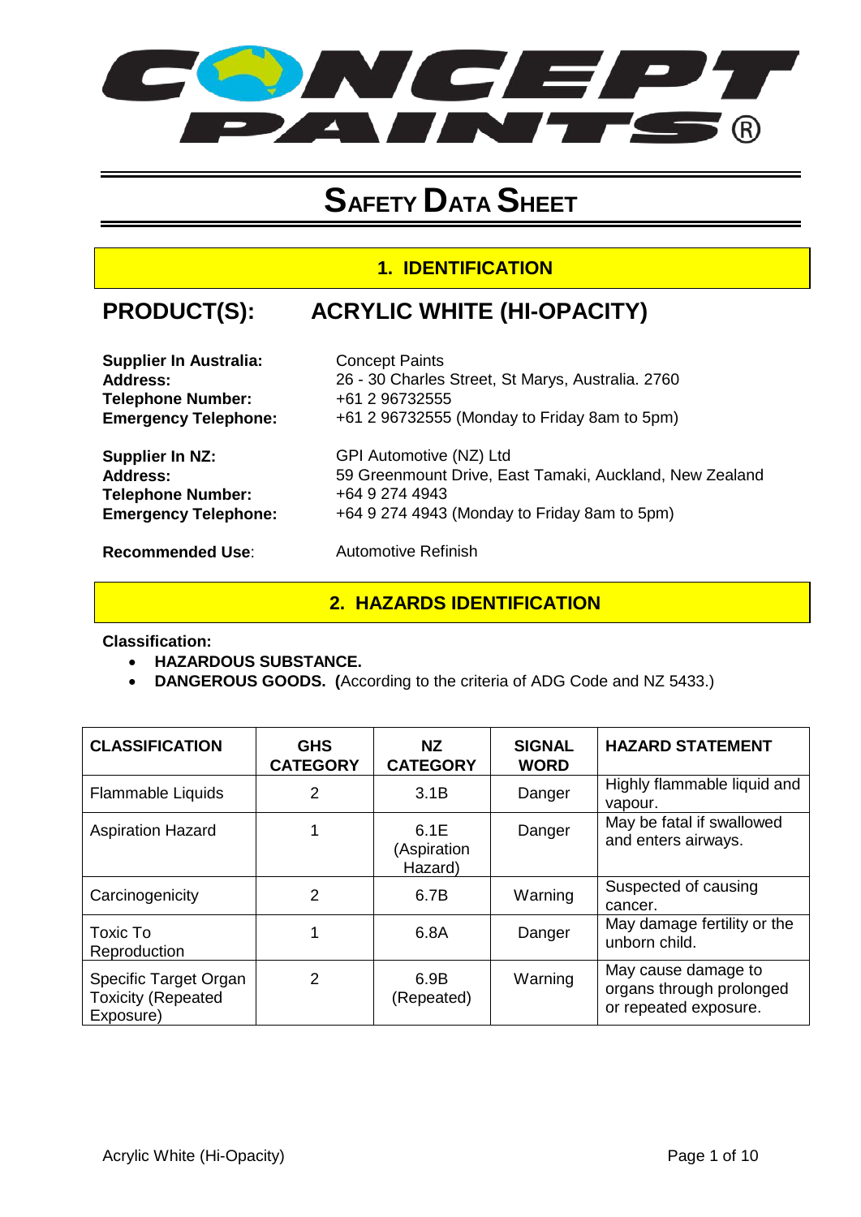# SAFETY DATA SHEET

## 1. IDENTIFICATION

## PRODUCT(S): ACRYLIC WHITE (HI-OPACITY)

**Supplier In Australia:** Concept Paints
**Address:** 26 - 30 Charles Street, St Marys, Australia. 2760
**Telephone Number:** +61 2 96732555
**Emergency Telephone:** +61 2 96732555 (Monday to Friday 8am to 5pm)

**Supplier In NZ:** GPI Automotive (NZ) Ltd
**Address:** 59 Greenmount Drive, East Tamaki, Auckland, New Zealand
**Telephone Number:** +64 9 274 4943
**Emergency Telephone:** +64 9 274 4943 (Monday to Friday 8am to 5pm)

**Recommended Use**: Automotive Refinish

## 2. HAZARDS IDENTIFICATION

**Classification:**

- **HAZARDOUS SUBSTANCE.**
- **DANGEROUS GOODS. (**According to the criteria of ADG Code and NZ 5433.)

| CLASSIFICATION | GHS CATEGORY | NZ CATEGORY | SIGNAL WORD | HAZARD STATEMENT |
|---|---|---|---|---|
| Flammable Liquids | 2 | 3.1B | Danger | Highly flammable liquid and vapour. |
| Aspiration Hazard | 1 | 6.1E (Aspiration Hazard) | Danger | May be fatal if swallowed and enters airways. |
| Carcinogenicity | 2 | 6.7B | Warning | Suspected of causing cancer. |
| Toxic To Reproduction | 1 | 6.8A | Danger | May damage fertility or the unborn child. |
| Specific Target Organ Toxicity (Repeated Exposure) | 2 | 6.9B (Repeated) | Warning | May cause damage to organs through prolonged or repeated exposure. |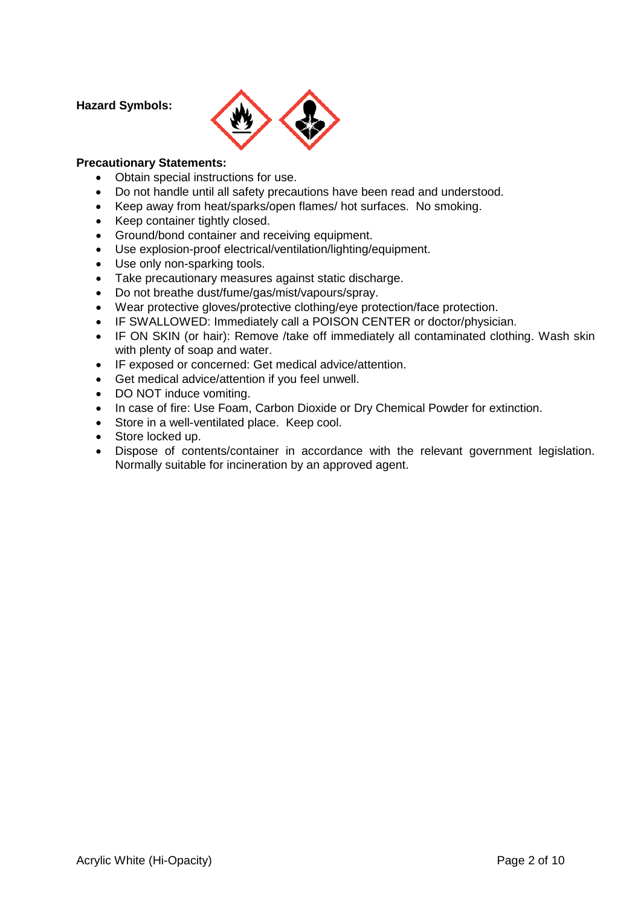**Hazard Symbols:**

**Precautionary Statements:**

- Obtain special instructions for use.
- Do not handle until all safety precautions have been read and understood.
- Keep away from heat/sparks/open flames/ hot surfaces. No smoking.
- Keep container tightly closed.
- Ground/bond container and receiving equipment.
- Use explosion-proof electrical/ventilation/lighting/equipment.
- Use only non-sparking tools.
- Take precautionary measures against static discharge.
- Do not breathe dust/fume/gas/mist/vapours/spray.
- Wear protective gloves/protective clothing/eye protection/face protection.
- IF SWALLOWED: Immediately call a POISON CENTER or doctor/physician.
- IF ON SKIN (or hair): Remove /take off immediately all contaminated clothing. Wash skin with plenty of soap and water.
- IF exposed or concerned: Get medical advice/attention.
- Get medical advice/attention if you feel unwell.
- DO NOT induce vomiting.
- In case of fire: Use Foam, Carbon Dioxide or Dry Chemical Powder for extinction.
- Store in a well-ventilated place. Keep cool.
- Store locked up.
- Dispose of contents/container in accordance with the relevant government legislation. Normally suitable for incineration by an approved agent.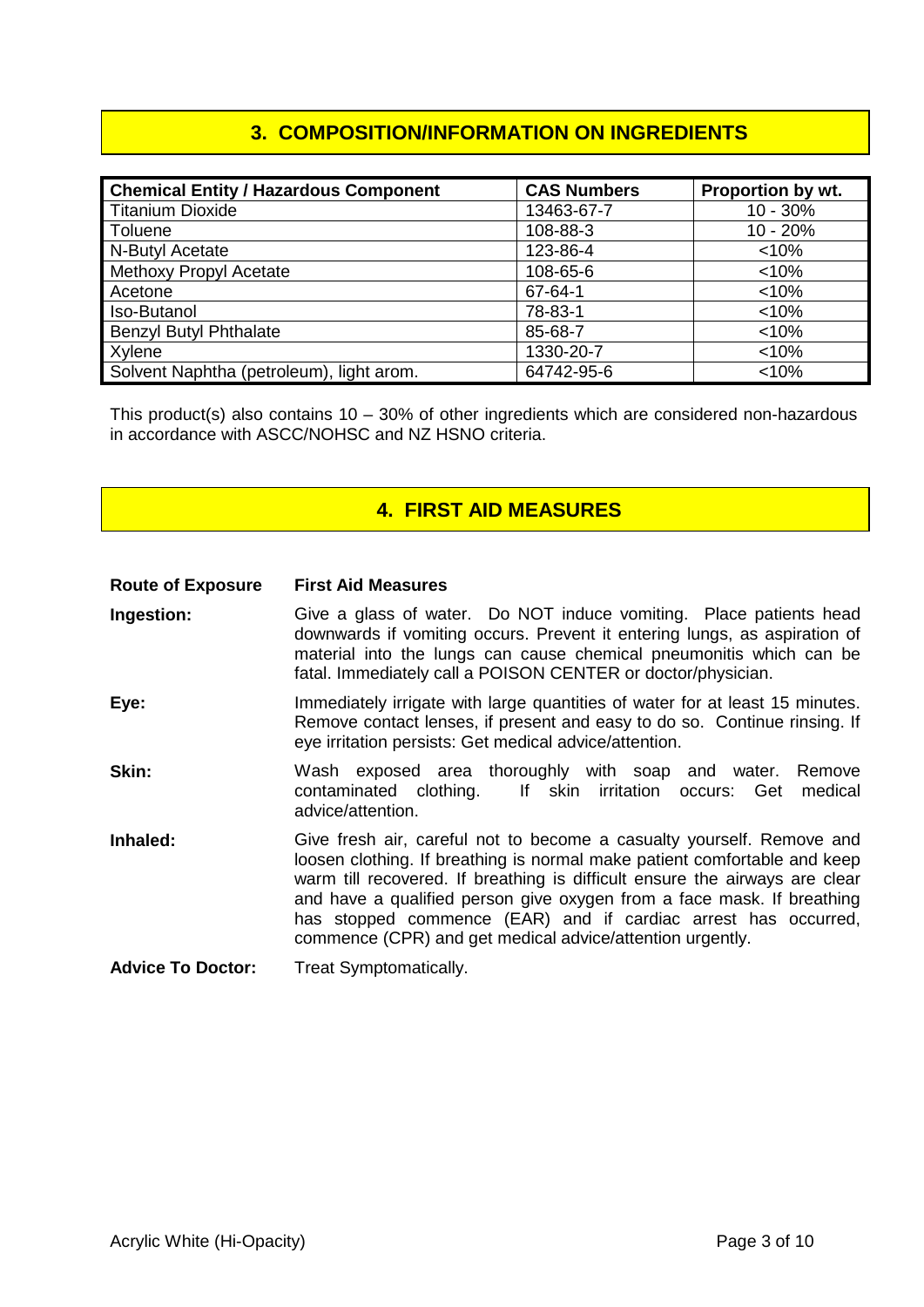## 3. COMPOSITION/INFORMATION ON INGREDIENTS

| Chemical Entity / Hazardous Component | CAS Numbers | Proportion by wt. |
|---|---|---|
| Titanium Dioxide | 13463-67-7 | 10 - 30% |
| Toluene | 108-88-3 | 10 - 20% |
| N-Butyl Acetate | 123-86-4 | <10% |
| Methoxy Propyl Acetate | 108-65-6 | <10% |
| Acetone | 67-64-1 | <10% |
| Iso-Butanol | 78-83-1 | <10% |
| Benzyl Butyl Phthalate | 85-68-7 | <10% |
| Xylene | 1330-20-7 | <10% |
| Solvent Naphtha (petroleum), light arom. | 64742-95-6 | <10% |

This product(s) also contains 10 – 30% of other ingredients which are considered non-hazardous in accordance with ASCC/NOHSC and NZ HSNO criteria.

## 4. FIRST AID MEASURES

| Route of Exposure | First Aid Measures |
|---|---|
| **Ingestion:** | Give a glass of water. Do NOT induce vomiting. Place patients head downwards if vomiting occurs. Prevent it entering lungs, as aspiration of material into the lungs can cause chemical pneumonitis which can be fatal. Immediately call a POISON CENTER or doctor/physician. |
| **Eye:** | Immediately irrigate with large quantities of water for at least 15 minutes. Remove contact lenses, if present and easy to do so. Continue rinsing. If eye irritation persists: Get medical advice/attention. |
| **Skin:** | Wash exposed area thoroughly with soap and water. Remove contaminated clothing. If skin irritation occurs: Get medical advice/attention. |
| **Inhaled:** | Give fresh air, careful not to become a casualty yourself. Remove and loosen clothing. If breathing is normal make patient comfortable and keep warm till recovered. If breathing is difficult ensure the airways are clear and have a qualified person give oxygen from a face mask. If breathing has stopped commence (EAR) and if cardiac arrest has occurred, commence (CPR) and get medical advice/attention urgently. |
| **Advice To Doctor:** | Treat Symptomatically. |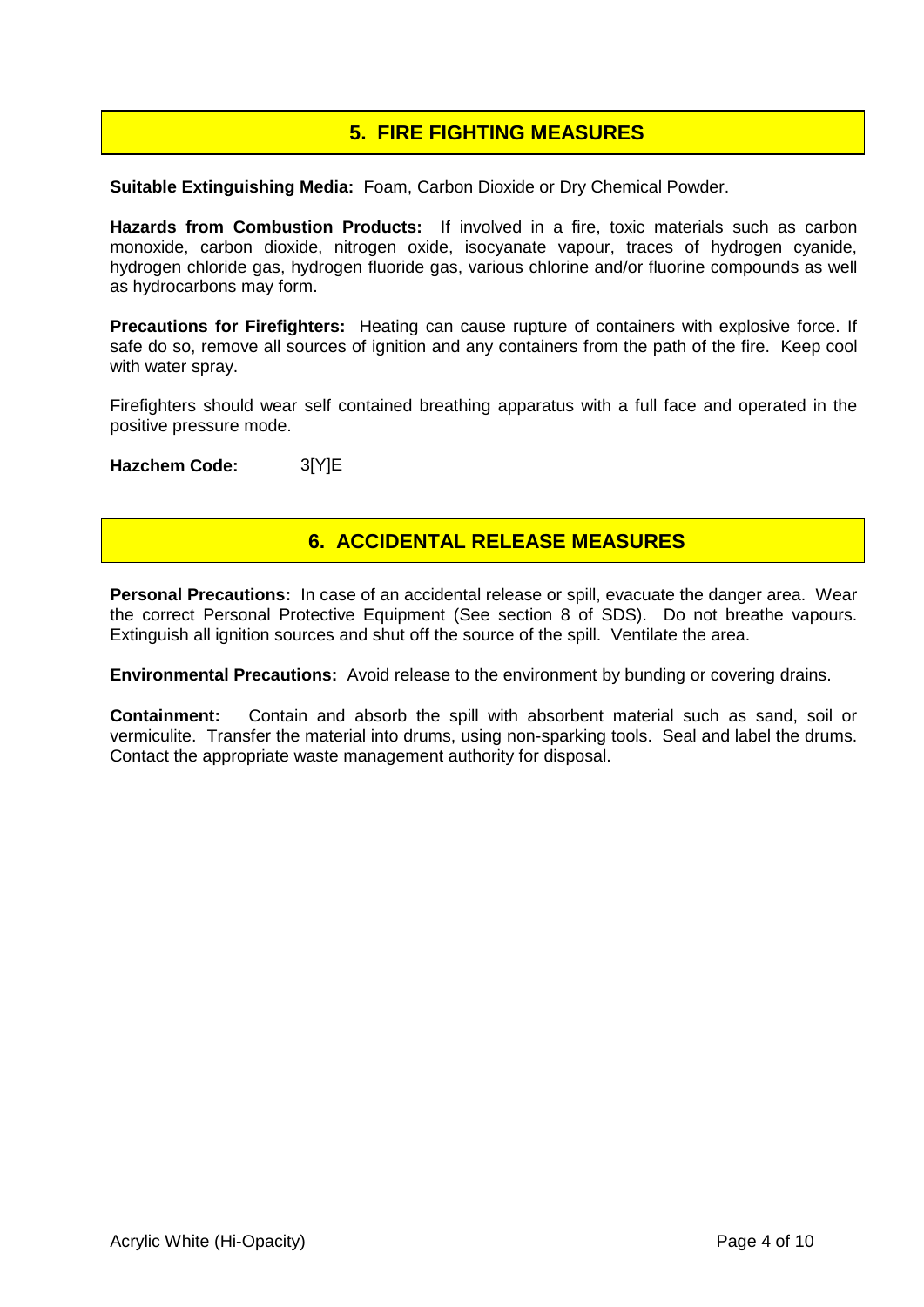## 5. FIRE FIGHTING MEASURES

**Suitable Extinguishing Media:** Foam, Carbon Dioxide or Dry Chemical Powder.

**Hazards from Combustion Products:** If involved in a fire, toxic materials such as carbon monoxide, carbon dioxide, nitrogen oxide, isocyanate vapour, traces of hydrogen cyanide, hydrogen chloride gas, hydrogen fluoride gas, various chlorine and/or fluorine compounds as well as hydrocarbons may form.

**Precautions for Firefighters:** Heating can cause rupture of containers with explosive force. If safe do so, remove all sources of ignition and any containers from the path of the fire. Keep cool with water spray.

Firefighters should wear self contained breathing apparatus with a full face and operated in the positive pressure mode.

**Hazchem Code:** 3[Y]E

## 6. ACCIDENTAL RELEASE MEASURES

**Personal Precautions:** In case of an accidental release or spill, evacuate the danger area. Wear the correct Personal Protective Equipment (See section 8 of SDS). Do not breathe vapours. Extinguish all ignition sources and shut off the source of the spill. Ventilate the area.

**Environmental Precautions:** Avoid release to the environment by bunding or covering drains.

**Containment:** Contain and absorb the spill with absorbent material such as sand, soil or vermiculite. Transfer the material into drums, using non-sparking tools. Seal and label the drums. Contact the appropriate waste management authority for disposal.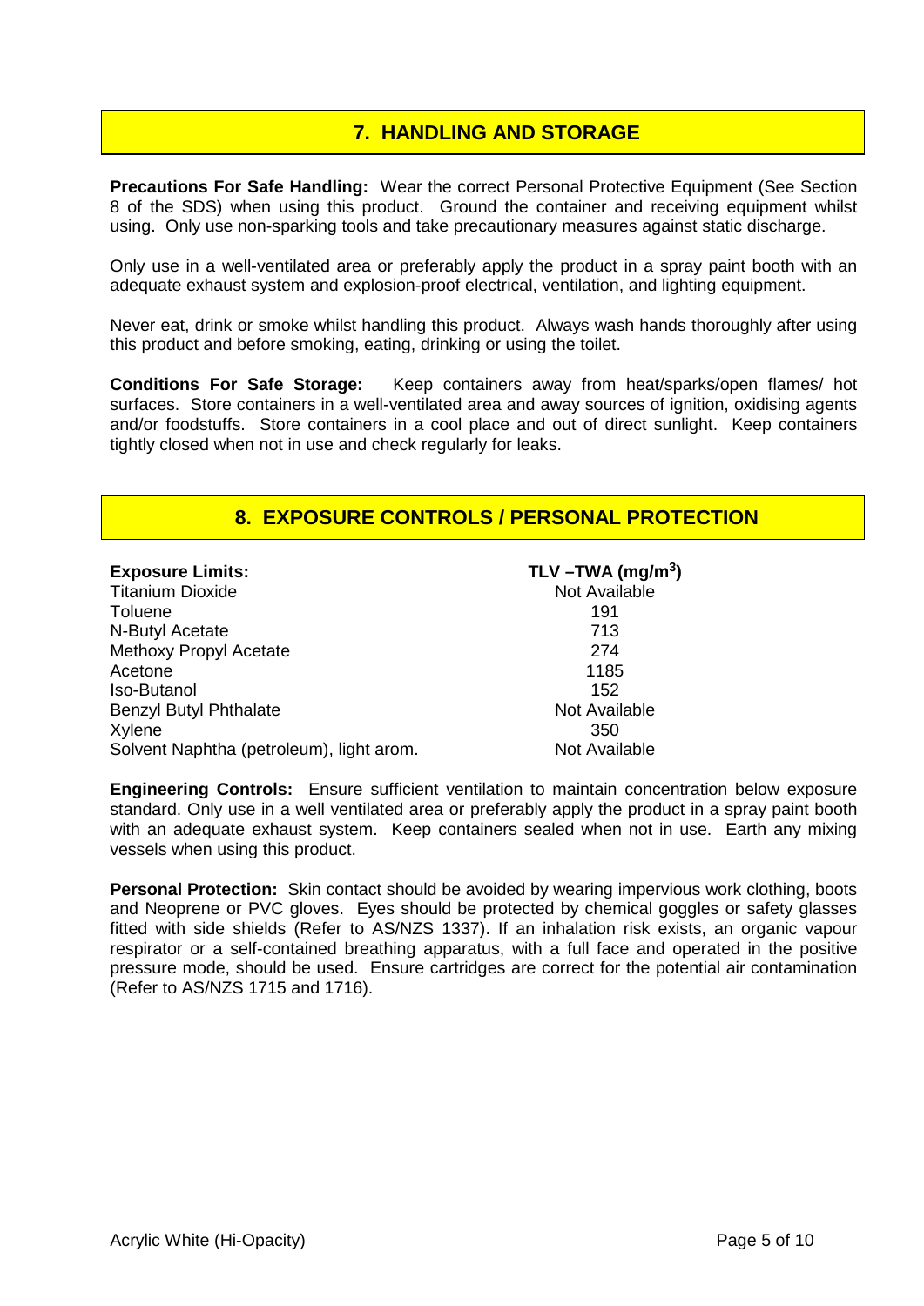## 7. HANDLING AND STORAGE

**Precautions For Safe Handling:** Wear the correct Personal Protective Equipment (See Section 8 of the SDS) when using this product. Ground the container and receiving equipment whilst using. Only use non-sparking tools and take precautionary measures against static discharge.

Only use in a well-ventilated area or preferably apply the product in a spray paint booth with an adequate exhaust system and explosion-proof electrical, ventilation, and lighting equipment.

Never eat, drink or smoke whilst handling this product. Always wash hands thoroughly after using this product and before smoking, eating, drinking or using the toilet.

**Conditions For Safe Storage:** Keep containers away from heat/sparks/open flames/ hot surfaces. Store containers in a well-ventilated area and away sources of ignition, oxidising agents and/or foodstuffs. Store containers in a cool place and out of direct sunlight. Keep containers tightly closed when not in use and check regularly for leaks.

## 8. EXPOSURE CONTROLS / PERSONAL PROTECTION

| **Exposure Limits:** | **TLV –TWA ($mg/m^3$)** |
|---|---|
| Titanium Dioxide | Not Available |
| Toluene | 191 |
| N-Butyl Acetate | 713 |
| Methoxy Propyl Acetate | 274 |
| Acetone | 1185 |
| Iso-Butanol | 152 |
| Benzyl Butyl Phthalate | Not Available |
| Xylene | 350 |
| Solvent Naphtha (petroleum), light arom. | Not Available |

**Engineering Controls:** Ensure sufficient ventilation to maintain concentration below exposure standard. Only use in a well ventilated area or preferably apply the product in a spray paint booth with an adequate exhaust system. Keep containers sealed when not in use. Earth any mixing vessels when using this product.

**Personal Protection:** Skin contact should be avoided by wearing impervious work clothing, boots and Neoprene or PVC gloves. Eyes should be protected by chemical goggles or safety glasses fitted with side shields (Refer to AS/NZS 1337). If an inhalation risk exists, an organic vapour respirator or a self-contained breathing apparatus, with a full face and operated in the positive pressure mode, should be used. Ensure cartridges are correct for the potential air contamination (Refer to AS/NZS 1715 and 1716).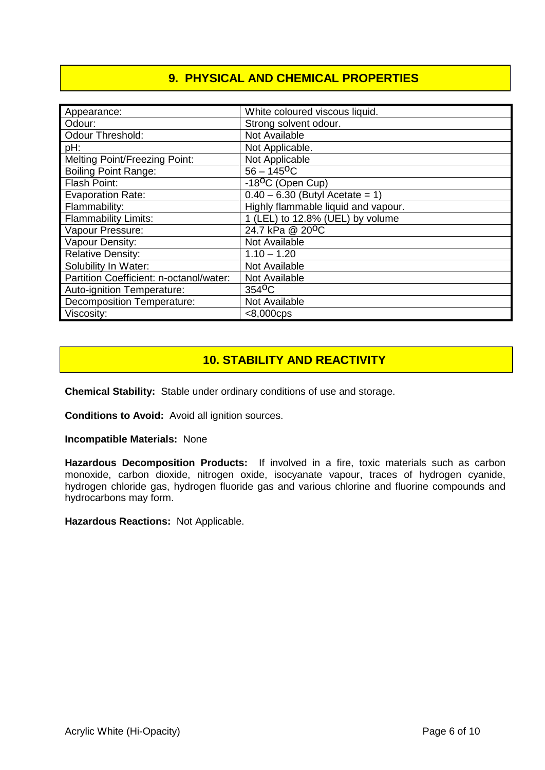## 9. PHYSICAL AND CHEMICAL PROPERTIES

| Property | Value |
|---|---|
| Appearance: | White coloured viscous liquid. |
| Odour: | Strong solvent odour. |
| Odour Threshold: | Not Available |
| pH: | Not Applicable. |
| Melting Point/Freezing Point: | Not Applicable |
| Boiling Point Range: | 56 – 145$^{o}$C |
| Flash Point: | -18$^{o}$C (Open Cup) |
| Evaporation Rate: | 0.40 – 6.30 (Butyl Acetate = 1) |
| Flammability: | Highly flammable liquid and vapour. |
| Flammability Limits: | 1 (LEL) to 12.8% (UEL) by volume |
| Vapour Pressure: | 24.7 kPa @ 20$^{o}$C |
| Vapour Density: | Not Available |
| Relative Density: | 1.10 – 1.20 |
| Solubility In Water: | Not Available |
| Partition Coefficient: n-octanol/water: | Not Available |
| Auto-ignition Temperature: | 354$^{o}$C |
| Decomposition Temperature: | Not Available |
| Viscosity: | <8,000cps |

## 10. STABILITY AND REACTIVITY

**Chemical Stability:** Stable under ordinary conditions of use and storage.

**Conditions to Avoid:** Avoid all ignition sources.

**Incompatible Materials:** None

**Hazardous Decomposition Products:** If involved in a fire, toxic materials such as carbon monoxide, carbon dioxide, nitrogen oxide, isocyanate vapour, traces of hydrogen cyanide, hydrogen chloride gas, hydrogen fluoride gas and various chlorine and fluorine compounds and hydrocarbons may form.

**Hazardous Reactions:** Not Applicable.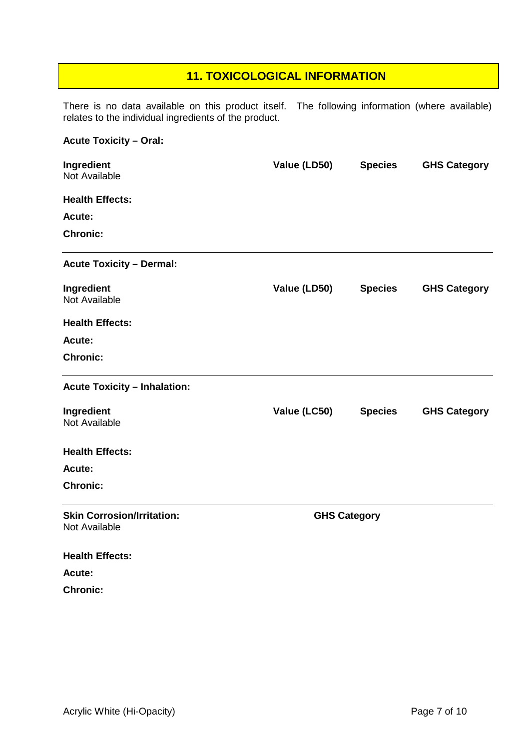## 11. TOXICOLOGICAL INFORMATION

There is no data available on this product itself. The following information (where available) relates to the individual ingredients of the product.

**Acute Toxicity – Oral:**

| Ingredient | Value (LD50) | Species | GHS Category |
|---|---|---|---|
| Not Available | | | |

**Health Effects:**

**Acute:**

**Chronic:**

---

**Acute Toxicity – Dermal:**

| Ingredient | Value (LD50) | Species | GHS Category |
|---|---|---|---|
| Not Available | | | |

**Health Effects:**

**Acute:**

**Chronic:**

---

**Acute Toxicity – Inhalation:**

| Ingredient | Value (LC50) | Species | GHS Category |
|---|---|---|---|
| Not Available | | | |

**Health Effects:**

**Acute:**

**Chronic:**

---

| **Skin Corrosion/Irritation:** | **GHS Category** |
|---|---|
| Not Available | |

**Health Effects:**

**Acute:**

**Chronic:**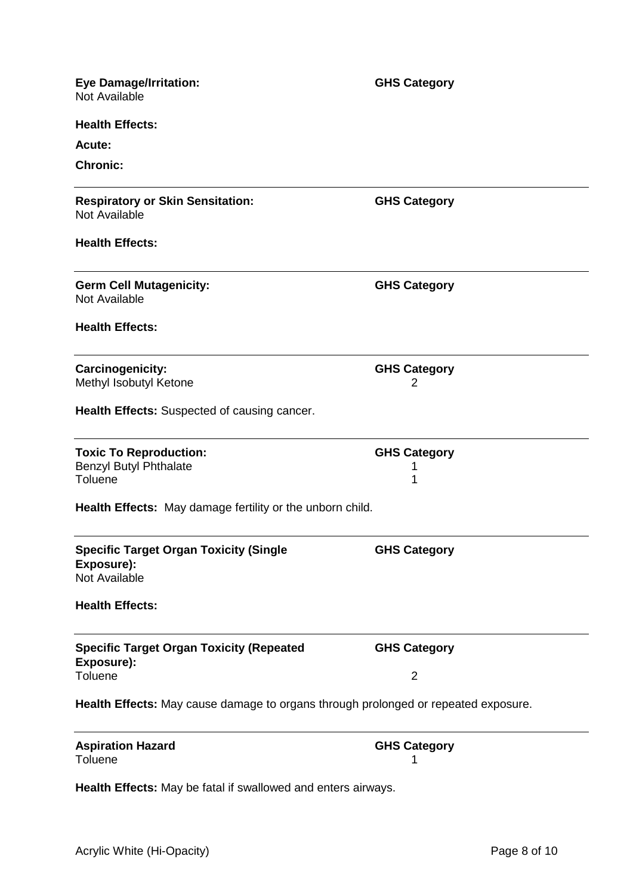| **Eye Damage/Irritation:** | **GHS Category** |
| --- | --- |
| Not Available | |

**Health Effects:**

**Acute:**

**Chronic:**

---

| **Respiratory or Skin Sensitation:** | **GHS Category** |
| --- | --- |
| Not Available | |

**Health Effects:**

---

| **Germ Cell Mutagenicity:** | **GHS Category** |
| --- | --- |
| Not Available | |

**Health Effects:**

---

| **Carcinogenicity:** | **GHS Category** |
| --- | --- |
| Methyl Isobutyl Ketone | 2 |

**Health Effects:** Suspected of causing cancer.

---

| **Toxic To Reproduction:** | **GHS Category** |
| --- | --- |
| Benzyl Butyl Phthalate | 1 |
| Toluene | 1 |

**Health Effects:** May damage fertility or the unborn child.

---

| **Specific Target Organ Toxicity (Single Exposure):** | **GHS Category** |
| --- | --- |
| Not Available | |

**Health Effects:**

---

| **Specific Target Organ Toxicity (Repeated Exposure):** | **GHS Category** |
| --- | --- |
| Toluene | 2 |

**Health Effects:** May cause damage to organs through prolonged or repeated exposure.

---

| **Aspiration Hazard** | **GHS Category** |
| --- | --- |
| Toluene | 1 |

**Health Effects:** May be fatal if swallowed and enters airways.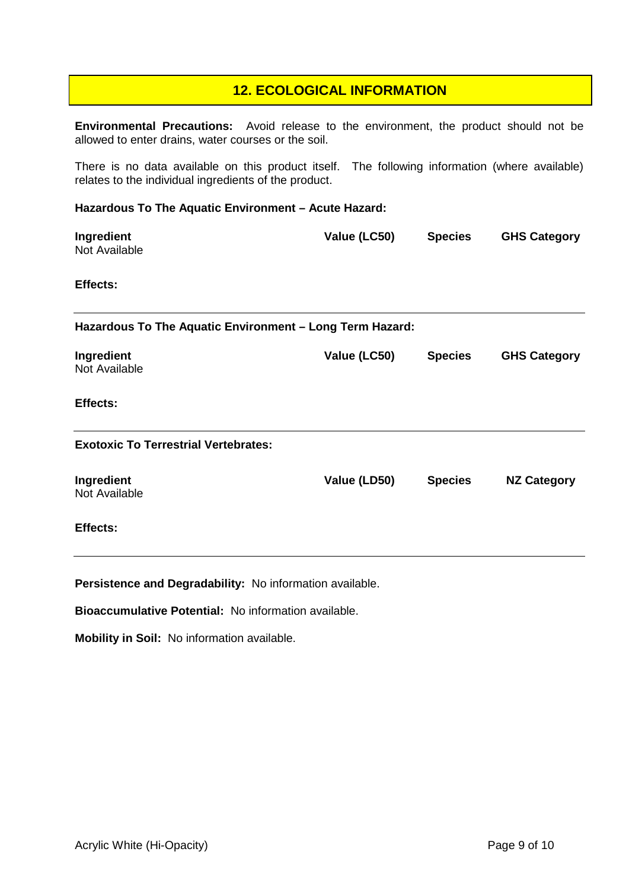## 12. ECOLOGICAL INFORMATION

**Environmental Precautions:** Avoid release to the environment, the product should not be allowed to enter drains, water courses or the soil.

There is no data available on this product itself. The following information (where available) relates to the individual ingredients of the product.

**Hazardous To The Aquatic Environment – Acute Hazard:**

| Ingredient | Value (LC50) | Species | GHS Category |
| --- | --- | --- | --- |
| Not Available | | | |

**Effects:**

**Hazardous To The Aquatic Environment – Long Term Hazard:**

| Ingredient | Value (LC50) | Species | GHS Category |
| --- | --- | --- | --- |
| Not Available | | | |

**Effects:**

**Exotoxic To Terrestrial Vertebrates:**

| Ingredient | Value (LD50) | Species | NZ Category |
| --- | --- | --- | --- |
| Not Available | | | |

**Effects:**

**Persistence and Degradability:** No information available.

**Bioaccumulative Potential:** No information available.

**Mobility in Soil:** No information available.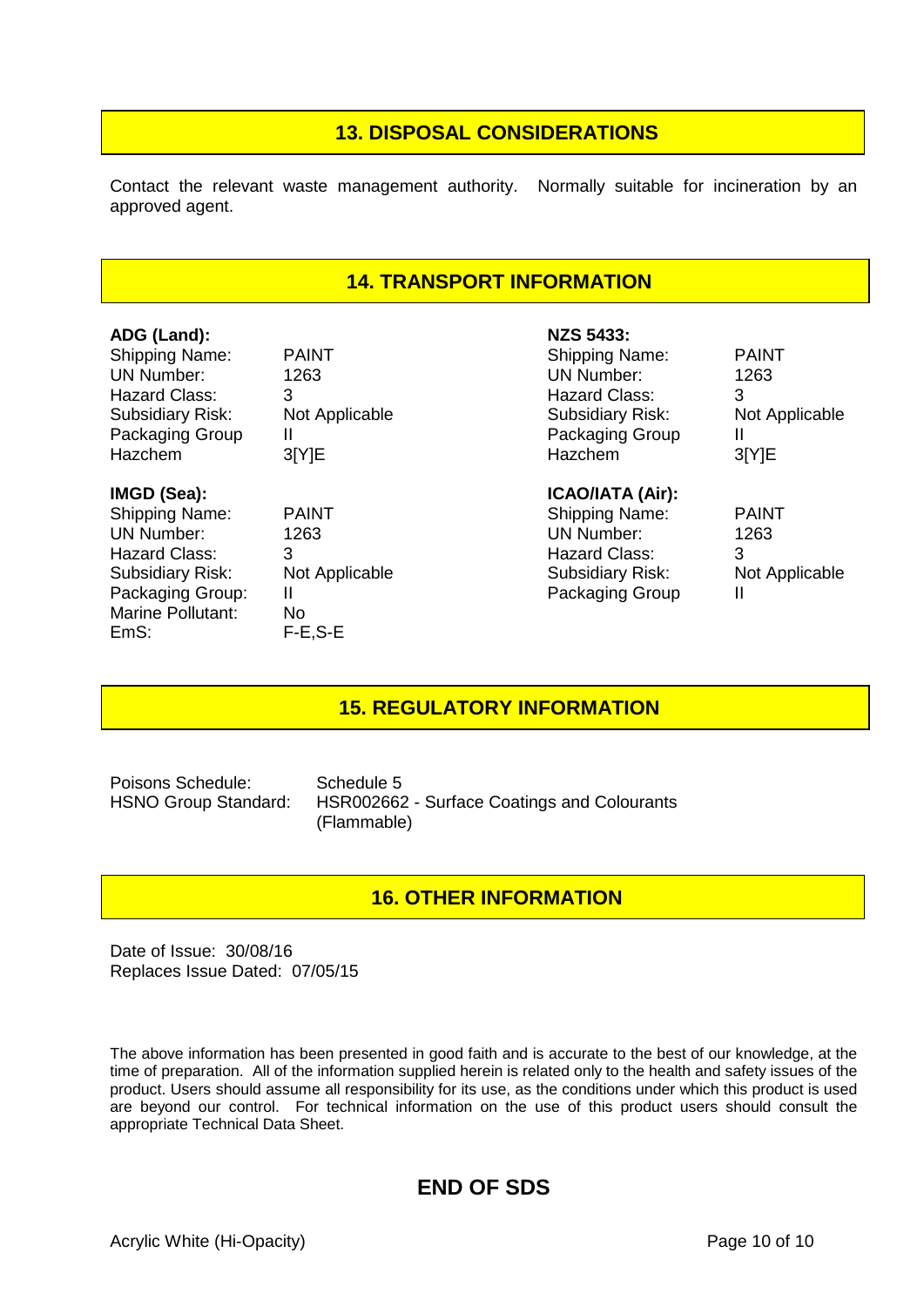## 13. DISPOSAL CONSIDERATIONS

Contact the relevant waste management authority. Normally suitable for incineration by an approved agent.

## 14. TRANSPORT INFORMATION

**ADG (Land):**

| | |
|---|---|
| Shipping Name: | PAINT |
| UN Number: | 1263 |
| Hazard Class: | 3 |
| Subsidiary Risk: | Not Applicable |
| Packaging Group | II |
| Hazchem | 3[Y]E |

**NZS 5433:**

| | |
|---|---|
| Shipping Name: | PAINT |
| UN Number: | 1263 |
| Hazard Class: | 3 |
| Subsidiary Risk: | Not Applicable |
| Packaging Group | II |
| Hazchem | 3[Y]E |

**IMGD (Sea):**

| | |
|---|---|
| Shipping Name: | PAINT |
| UN Number: | 1263 |
| Hazard Class: | 3 |
| Subsidiary Risk: | Not Applicable |
| Packaging Group: | II |
| Marine Pollutant: | No |
| EmS: | F-E,S-E |

**ICAO/IATA (Air):**

| | |
|---|---|
| Shipping Name: | PAINT |
| UN Number: | 1263 |
| Hazard Class: | 3 |
| Subsidiary Risk: | Not Applicable |
| Packaging Group | II |

## 15. REGULATORY INFORMATION

| | |
|---|---|
| Poisons Schedule: | Schedule 5 |
| HSNO Group Standard: | HSR002662 - Surface Coatings and Colourants (Flammable) |

## 16. OTHER INFORMATION

Date of Issue: 30/08/16
Replaces Issue Dated: 07/05/15

The above information has been presented in good faith and is accurate to the best of our knowledge, at the time of preparation. All of the information supplied herein is related only to the health and safety issues of the product. Users should assume all responsibility for its use, as the conditions under which this product is used are beyond our control. For technical information on the use of this product users should consult the appropriate Technical Data Sheet.

## END OF SDS